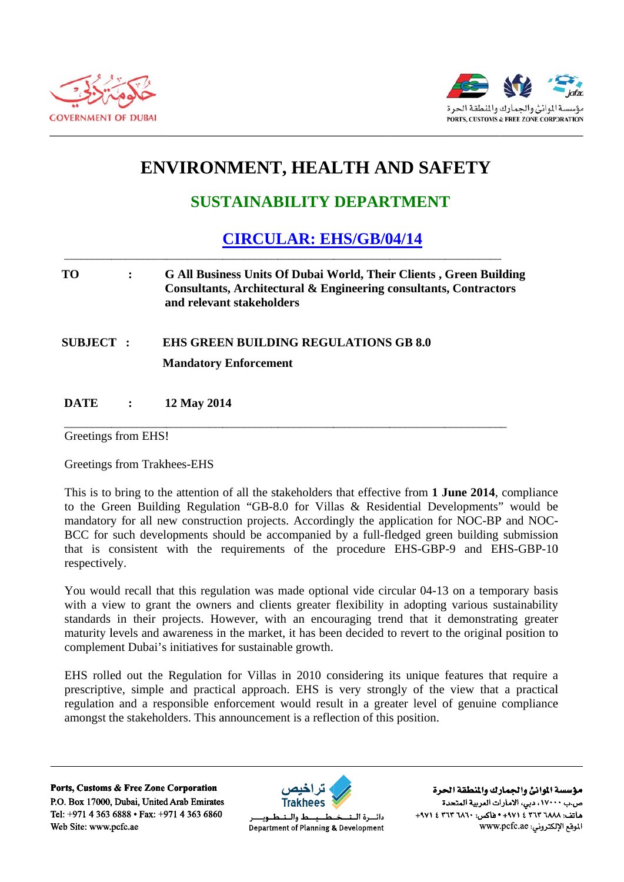# ENVIRONMENT, HEALTH AND SAFETY

## SUSTAINABILITY DEPARTMENT

## CIRCULAR: EHS/GB/04/14

**TO** : **G All Business Units Of Dubai World, Their Clients , Green Building Consultants, Architectural & Engineering consultants, Contractors and relevant stakeholders**

**SUBJECT** : **EHS GREEN BUILDING REGULATIONS GB 8.0**

**Mandatory Enforcement**

**DATE** : **12 May 2014**

Greetings from EHS!

Greetings from Trakhees-EHS

This is to bring to the attention of all the stakeholders that effective from **1 June 2014**, compliance to the Green Building Regulation "GB-8.0 for Villas & Residential Developments" would be mandatory for all new construction projects. Accordingly the application for NOC-BP and NOC-BCC for such developments should be accompanied by a full-fledged green building submission that is consistent with the requirements of the procedure EHS-GBP-9 and EHS-GBP-10 respectively.

You would recall that this regulation was made optional vide circular 04-13 on a temporary basis with a view to grant the owners and clients greater flexibility in adopting various sustainability standards in their projects. However, with an encouraging trend that it demonstrating greater maturity levels and awareness in the market, it has been decided to revert to the original position to complement Dubai's initiatives for sustainable growth.

EHS rolled out the Regulation for Villas in 2010 considering its unique features that require a prescriptive, simple and practical approach. EHS is very strongly of the view that a practical regulation and a responsible enforcement would result in a greater level of genuine compliance amongst the stakeholders. This announcement is a reflection of this position.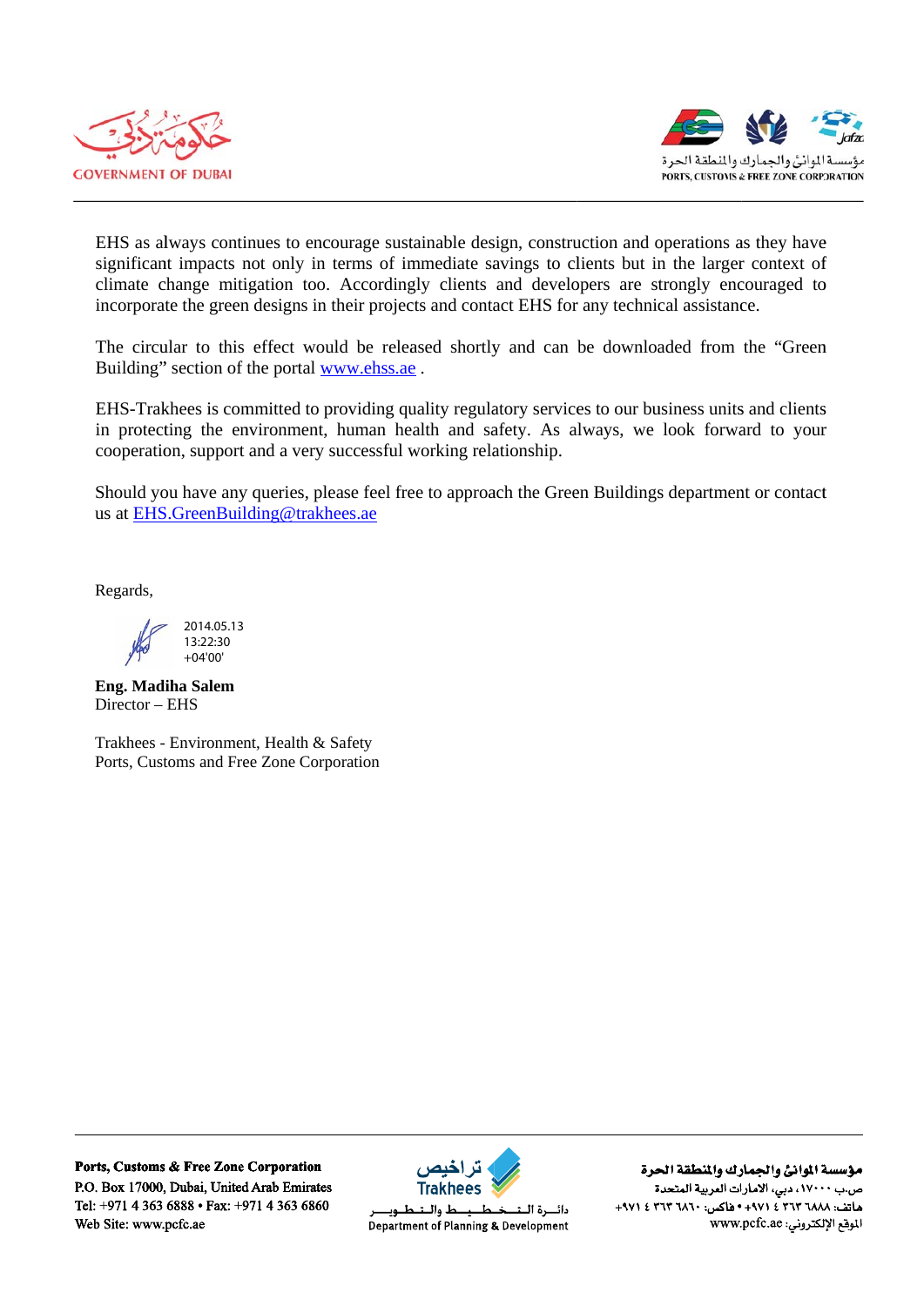EHS as always continues to encourage sustainable design, construction and operations as they have significant impacts not only in terms of immediate savings to clients but in the larger context of climate change mitigation too. Accordingly clients and developers are strongly encouraged to incorporate the green designs in their projects and contact EHS for any technical assistance.

The circular to this effect would be released shortly and can be downloaded from the "Green Building" section of the portal www.ehss.ae .

EHS-Trakhees is committed to providing quality regulatory services to our business units and clients in protecting the environment, human health and safety. As always, we look forward to your cooperation, support and a very successful working relationship.

Should you have any queries, please feel free to approach the Green Buildings department or contact us at EHS.GreenBuilding@trakhees.ae

Regards,

2014.05.13
13:22:30
+04'00'

**Eng. Madiha Salem**
Director – EHS

Trakhees - Environment, Health & Safety
Ports, Customs and Free Zone Corporation